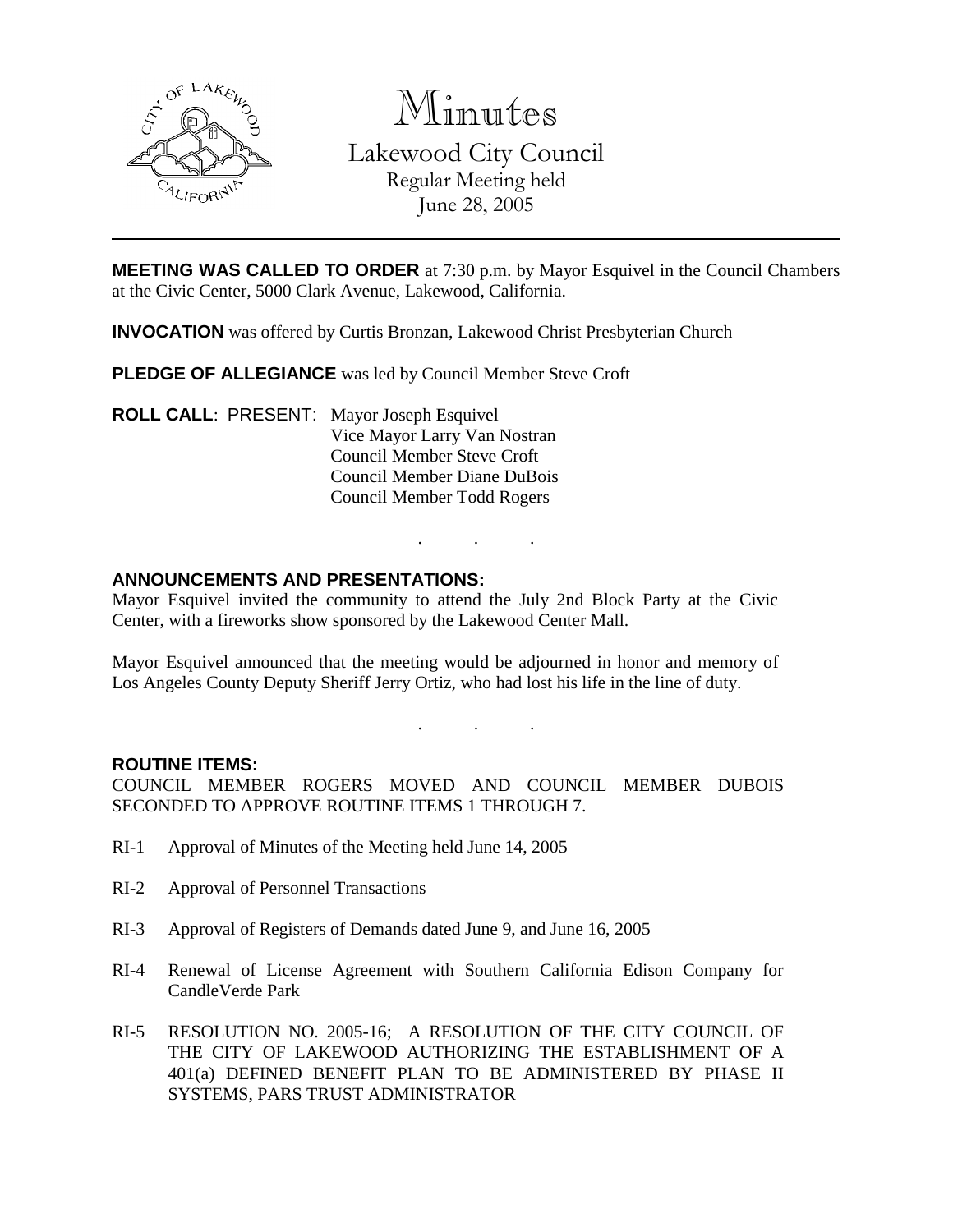# Minutes

## Lakewood City Council

Regular Meeting held
June 28, 2005

**MEETING WAS CALLED TO ORDER** at 7:30 p.m. by Mayor Esquivel in the Council Chambers at the Civic Center, 5000 Clark Avenue, Lakewood, California.

**INVOCATION** was offered by Curtis Bronzan, Lakewood Christ Presbyterian Church

**PLEDGE OF ALLEGIANCE** was led by Council Member Steve Croft

**ROLL CALL**: PRESENT: Mayor Joseph Esquivel
Vice Mayor Larry Van Nostran
Council Member Steve Croft
Council Member Diane DuBois
Council Member Todd Rogers

. . .

**ANNOUNCEMENTS AND PRESENTATIONS:**

Mayor Esquivel invited the community to attend the July 2nd Block Party at the Civic Center, with a fireworks show sponsored by the Lakewood Center Mall.

Mayor Esquivel announced that the meeting would be adjourned in honor and memory of Los Angeles County Deputy Sheriff Jerry Ortiz, who had lost his life in the line of duty.

. . .

**ROUTINE ITEMS:**

COUNCIL MEMBER ROGERS MOVED AND COUNCIL MEMBER DUBOIS SECONDED TO APPROVE ROUTINE ITEMS 1 THROUGH 7.

RI-1 Approval of Minutes of the Meeting held June 14, 2005

RI-2 Approval of Personnel Transactions

RI-3 Approval of Registers of Demands dated June 9, and June 16, 2005

RI-4 Renewal of License Agreement with Southern California Edison Company for CandleVerde Park

RI-5 RESOLUTION NO. 2005-16; A RESOLUTION OF THE CITY COUNCIL OF THE CITY OF LAKEWOOD AUTHORIZING THE ESTABLISHMENT OF A 401(a) DEFINED BENEFIT PLAN TO BE ADMINISTERED BY PHASE II SYSTEMS, PARS TRUST ADMINISTRATOR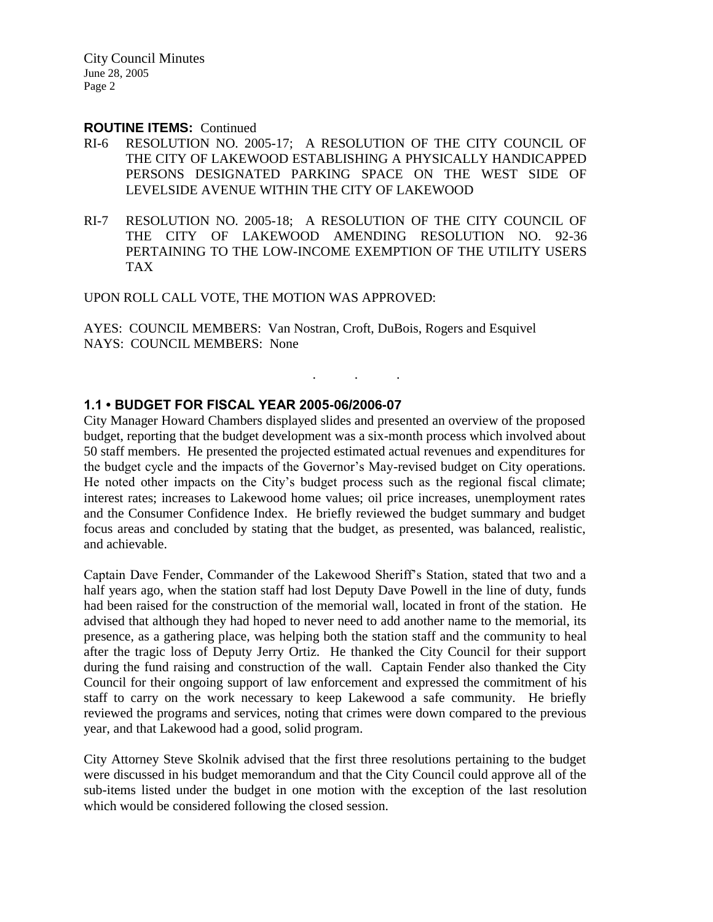**ROUTINE ITEMS:** Continued

RI-6 RESOLUTION NO. 2005-17; A RESOLUTION OF THE CITY COUNCIL OF THE CITY OF LAKEWOOD ESTABLISHING A PHYSICALLY HANDICAPPED PERSONS DESIGNATED PARKING SPACE ON THE WEST SIDE OF LEVELSIDE AVENUE WITHIN THE CITY OF LAKEWOOD

RI-7 RESOLUTION NO. 2005-18; A RESOLUTION OF THE CITY COUNCIL OF THE CITY OF LAKEWOOD AMENDING RESOLUTION NO. 92-36 PERTAINING TO THE LOW-INCOME EXEMPTION OF THE UTILITY USERS TAX

UPON ROLL CALL VOTE, THE MOTION WAS APPROVED:

AYES: COUNCIL MEMBERS: Van Nostran, Croft, DuBois, Rogers and Esquivel
NAYS: COUNCIL MEMBERS: None

. . .

## 1.1 • BUDGET FOR FISCAL YEAR 2005-06/2006-07

City Manager Howard Chambers displayed slides and presented an overview of the proposed budget, reporting that the budget development was a six-month process which involved about 50 staff members. He presented the projected estimated actual revenues and expenditures for the budget cycle and the impacts of the Governor's May-revised budget on City operations. He noted other impacts on the City's budget process such as the regional fiscal climate; interest rates; increases to Lakewood home values; oil price increases, unemployment rates and the Consumer Confidence Index. He briefly reviewed the budget summary and budget focus areas and concluded by stating that the budget, as presented, was balanced, realistic, and achievable.

Captain Dave Fender, Commander of the Lakewood Sheriff's Station, stated that two and a half years ago, when the station staff had lost Deputy Dave Powell in the line of duty, funds had been raised for the construction of the memorial wall, located in front of the station. He advised that although they had hoped to never need to add another name to the memorial, its presence, as a gathering place, was helping both the station staff and the community to heal after the tragic loss of Deputy Jerry Ortiz. He thanked the City Council for their support during the fund raising and construction of the wall. Captain Fender also thanked the City Council for their ongoing support of law enforcement and expressed the commitment of his staff to carry on the work necessary to keep Lakewood a safe community. He briefly reviewed the programs and services, noting that crimes were down compared to the previous year, and that Lakewood had a good, solid program.

City Attorney Steve Skolnik advised that the first three resolutions pertaining to the budget were discussed in his budget memorandum and that the City Council could approve all of the sub-items listed under the budget in one motion with the exception of the last resolution which would be considered following the closed session.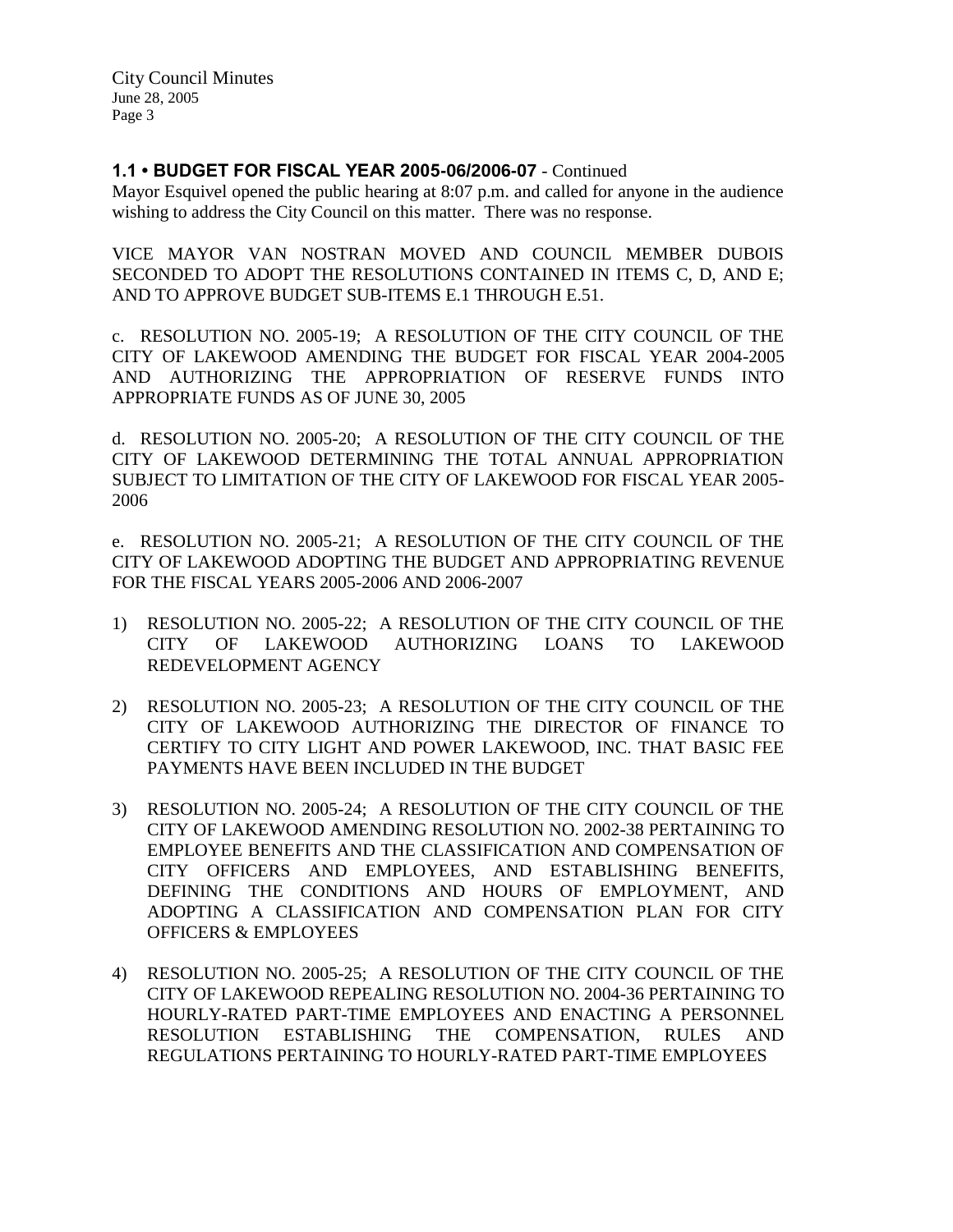### 1.1 • BUDGET FOR FISCAL YEAR 2005-06/2006-07 - Continued

Mayor Esquivel opened the public hearing at 8:07 p.m. and called for anyone in the audience wishing to address the City Council on this matter. There was no response.

VICE MAYOR VAN NOSTRAN MOVED AND COUNCIL MEMBER DUBOIS SECONDED TO ADOPT THE RESOLUTIONS CONTAINED IN ITEMS C, D, AND E; AND TO APPROVE BUDGET SUB-ITEMS E.1 THROUGH E.51.

c. RESOLUTION NO. 2005-19; A RESOLUTION OF THE CITY COUNCIL OF THE CITY OF LAKEWOOD AMENDING THE BUDGET FOR FISCAL YEAR 2004-2005 AND AUTHORIZING THE APPROPRIATION OF RESERVE FUNDS INTO APPROPRIATE FUNDS AS OF JUNE 30, 2005

d. RESOLUTION NO. 2005-20; A RESOLUTION OF THE CITY COUNCIL OF THE CITY OF LAKEWOOD DETERMINING THE TOTAL ANNUAL APPROPRIATION SUBJECT TO LIMITATION OF THE CITY OF LAKEWOOD FOR FISCAL YEAR 2005-2006

e. RESOLUTION NO. 2005-21; A RESOLUTION OF THE CITY COUNCIL OF THE CITY OF LAKEWOOD ADOPTING THE BUDGET AND APPROPRIATING REVENUE FOR THE FISCAL YEARS 2005-2006 AND 2006-2007

1) RESOLUTION NO. 2005-22; A RESOLUTION OF THE CITY COUNCIL OF THE CITY OF LAKEWOOD AUTHORIZING LOANS TO LAKEWOOD REDEVELOPMENT AGENCY

2) RESOLUTION NO. 2005-23; A RESOLUTION OF THE CITY COUNCIL OF THE CITY OF LAKEWOOD AUTHORIZING THE DIRECTOR OF FINANCE TO CERTIFY TO CITY LIGHT AND POWER LAKEWOOD, INC. THAT BASIC FEE PAYMENTS HAVE BEEN INCLUDED IN THE BUDGET

3) RESOLUTION NO. 2005-24; A RESOLUTION OF THE CITY COUNCIL OF THE CITY OF LAKEWOOD AMENDING RESOLUTION NO. 2002-38 PERTAINING TO EMPLOYEE BENEFITS AND THE CLASSIFICATION AND COMPENSATION OF CITY OFFICERS AND EMPLOYEES, AND ESTABLISHING BENEFITS, DEFINING THE CONDITIONS AND HOURS OF EMPLOYMENT, AND ADOPTING A CLASSIFICATION AND COMPENSATION PLAN FOR CITY OFFICERS & EMPLOYEES

4) RESOLUTION NO. 2005-25; A RESOLUTION OF THE CITY COUNCIL OF THE CITY OF LAKEWOOD REPEALING RESOLUTION NO. 2004-36 PERTAINING TO HOURLY-RATED PART-TIME EMPLOYEES AND ENACTING A PERSONNEL RESOLUTION ESTABLISHING THE COMPENSATION, RULES AND REGULATIONS PERTAINING TO HOURLY-RATED PART-TIME EMPLOYEES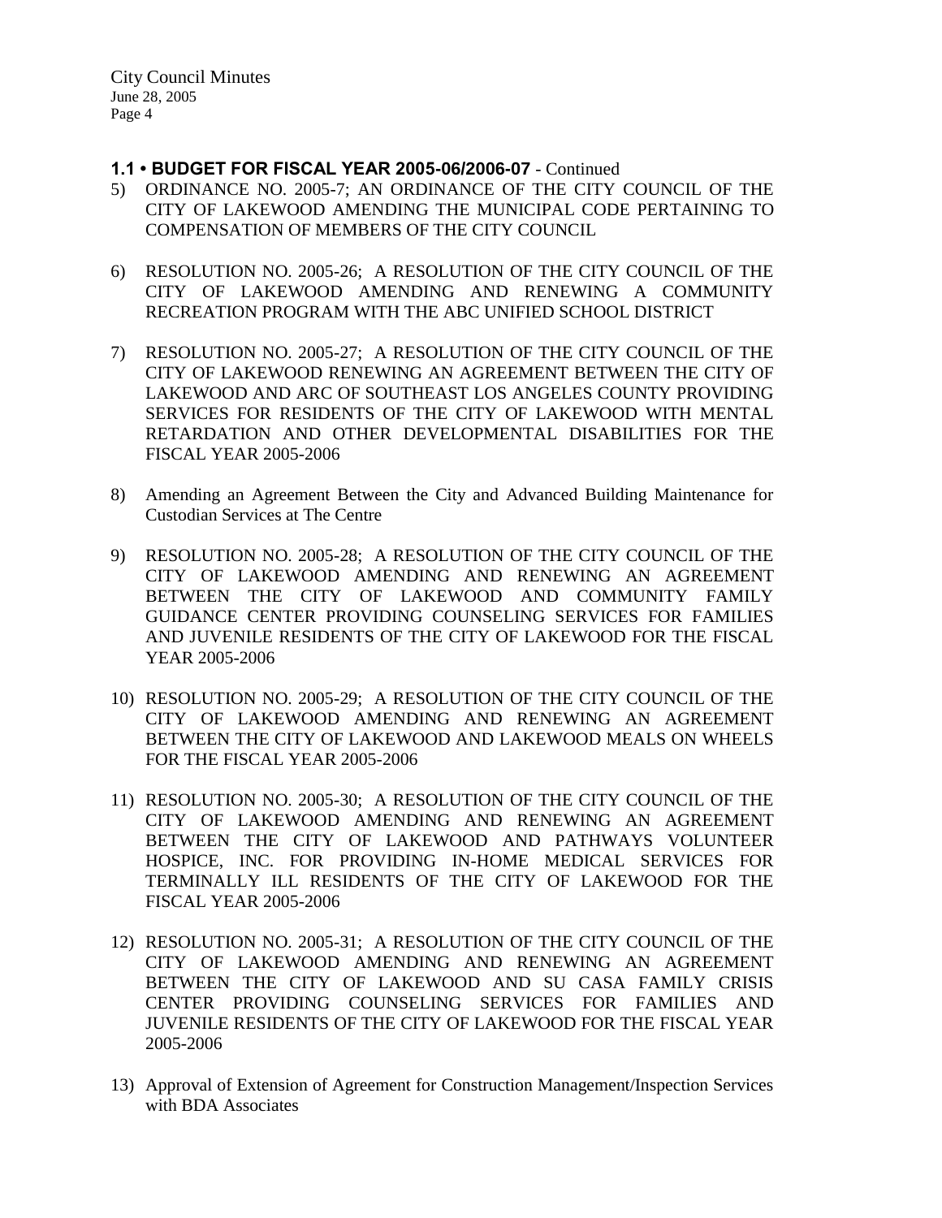**1.1 • BUDGET FOR FISCAL YEAR 2005-06/2006-07** - Continued

5) ORDINANCE NO. 2005-7; AN ORDINANCE OF THE CITY COUNCIL OF THE CITY OF LAKEWOOD AMENDING THE MUNICIPAL CODE PERTAINING TO COMPENSATION OF MEMBERS OF THE CITY COUNCIL

6) RESOLUTION NO. 2005-26; A RESOLUTION OF THE CITY COUNCIL OF THE CITY OF LAKEWOOD AMENDING AND RENEWING A COMMUNITY RECREATION PROGRAM WITH THE ABC UNIFIED SCHOOL DISTRICT

7) RESOLUTION NO. 2005-27; A RESOLUTION OF THE CITY COUNCIL OF THE CITY OF LAKEWOOD RENEWING AN AGREEMENT BETWEEN THE CITY OF LAKEWOOD AND ARC OF SOUTHEAST LOS ANGELES COUNTY PROVIDING SERVICES FOR RESIDENTS OF THE CITY OF LAKEWOOD WITH MENTAL RETARDATION AND OTHER DEVELOPMENTAL DISABILITIES FOR THE FISCAL YEAR 2005-2006

8) Amending an Agreement Between the City and Advanced Building Maintenance for Custodian Services at The Centre

9) RESOLUTION NO. 2005-28; A RESOLUTION OF THE CITY COUNCIL OF THE CITY OF LAKEWOOD AMENDING AND RENEWING AN AGREEMENT BETWEEN THE CITY OF LAKEWOOD AND COMMUNITY FAMILY GUIDANCE CENTER PROVIDING COUNSELING SERVICES FOR FAMILIES AND JUVENILE RESIDENTS OF THE CITY OF LAKEWOOD FOR THE FISCAL YEAR 2005-2006

10) RESOLUTION NO. 2005-29; A RESOLUTION OF THE CITY COUNCIL OF THE CITY OF LAKEWOOD AMENDING AND RENEWING AN AGREEMENT BETWEEN THE CITY OF LAKEWOOD AND LAKEWOOD MEALS ON WHEELS FOR THE FISCAL YEAR 2005-2006

11) RESOLUTION NO. 2005-30; A RESOLUTION OF THE CITY COUNCIL OF THE CITY OF LAKEWOOD AMENDING AND RENEWING AN AGREEMENT BETWEEN THE CITY OF LAKEWOOD AND PATHWAYS VOLUNTEER HOSPICE, INC. FOR PROVIDING IN-HOME MEDICAL SERVICES FOR TERMINALLY ILL RESIDENTS OF THE CITY OF LAKEWOOD FOR THE FISCAL YEAR 2005-2006

12) RESOLUTION NO. 2005-31; A RESOLUTION OF THE CITY COUNCIL OF THE CITY OF LAKEWOOD AMENDING AND RENEWING AN AGREEMENT BETWEEN THE CITY OF LAKEWOOD AND SU CASA FAMILY CRISIS CENTER PROVIDING COUNSELING SERVICES FOR FAMILIES AND JUVENILE RESIDENTS OF THE CITY OF LAKEWOOD FOR THE FISCAL YEAR 2005-2006

13) Approval of Extension of Agreement for Construction Management/Inspection Services with BDA Associates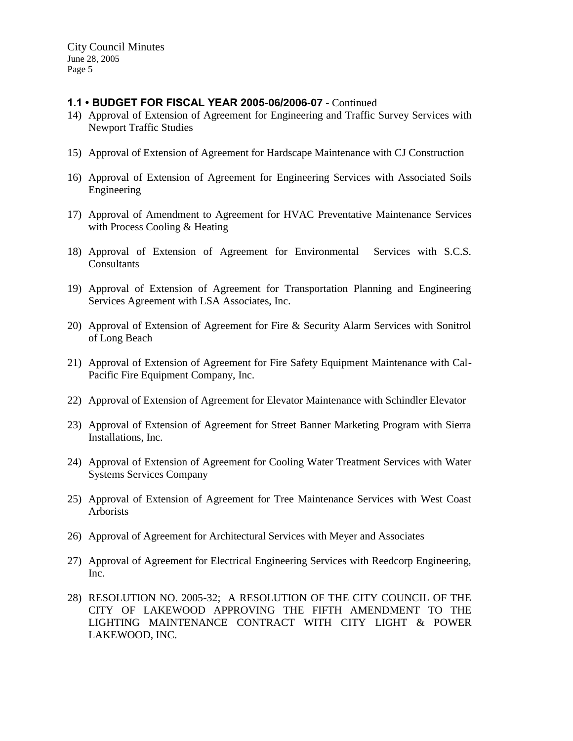### 1.1 • BUDGET FOR FISCAL YEAR 2005-06/2006-07 - Continued

14) Approval of Extension of Agreement for Engineering and Traffic Survey Services with Newport Traffic Studies

15) Approval of Extension of Agreement for Hardscape Maintenance with CJ Construction

16) Approval of Extension of Agreement for Engineering Services with Associated Soils Engineering

17) Approval of Amendment to Agreement for HVAC Preventative Maintenance Services with Process Cooling & Heating

18) Approval of Extension of Agreement for Environmental Services with S.C.S. Consultants

19) Approval of Extension of Agreement for Transportation Planning and Engineering Services Agreement with LSA Associates, Inc.

20) Approval of Extension of Agreement for Fire & Security Alarm Services with Sonitrol of Long Beach

21) Approval of Extension of Agreement for Fire Safety Equipment Maintenance with Cal-Pacific Fire Equipment Company, Inc.

22) Approval of Extension of Agreement for Elevator Maintenance with Schindler Elevator

23) Approval of Extension of Agreement for Street Banner Marketing Program with Sierra Installations, Inc.

24) Approval of Extension of Agreement for Cooling Water Treatment Services with Water Systems Services Company

25) Approval of Extension of Agreement for Tree Maintenance Services with West Coast Arborists

26) Approval of Agreement for Architectural Services with Meyer and Associates

27) Approval of Agreement for Electrical Engineering Services with Reedcorp Engineering, Inc.

28) RESOLUTION NO. 2005-32; A RESOLUTION OF THE CITY COUNCIL OF THE CITY OF LAKEWOOD APPROVING THE FIFTH AMENDMENT TO THE LIGHTING MAINTENANCE CONTRACT WITH CITY LIGHT & POWER LAKEWOOD, INC.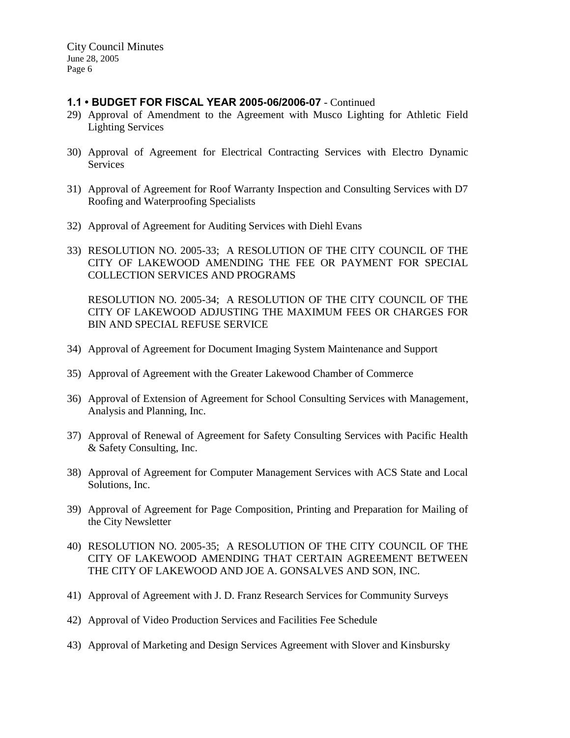### **1.1 • BUDGET FOR FISCAL YEAR 2005-06/2006-07** - Continued

29) Approval of Amendment to the Agreement with Musco Lighting for Athletic Field Lighting Services

30) Approval of Agreement for Electrical Contracting Services with Electro Dynamic Services

31) Approval of Agreement for Roof Warranty Inspection and Consulting Services with D7 Roofing and Waterproofing Specialists

32) Approval of Agreement for Auditing Services with Diehl Evans

33) RESOLUTION NO. 2005-33; A RESOLUTION OF THE CITY COUNCIL OF THE CITY OF LAKEWOOD AMENDING THE FEE OR PAYMENT FOR SPECIAL COLLECTION SERVICES AND PROGRAMS

    RESOLUTION NO. 2005-34; A RESOLUTION OF THE CITY COUNCIL OF THE CITY OF LAKEWOOD ADJUSTING THE MAXIMUM FEES OR CHARGES FOR BIN AND SPECIAL REFUSE SERVICE

34) Approval of Agreement for Document Imaging System Maintenance and Support

35) Approval of Agreement with the Greater Lakewood Chamber of Commerce

36) Approval of Extension of Agreement for School Consulting Services with Management, Analysis and Planning, Inc.

37) Approval of Renewal of Agreement for Safety Consulting Services with Pacific Health & Safety Consulting, Inc.

38) Approval of Agreement for Computer Management Services with ACS State and Local Solutions, Inc.

39) Approval of Agreement for Page Composition, Printing and Preparation for Mailing of the City Newsletter

40) RESOLUTION NO. 2005-35; A RESOLUTION OF THE CITY COUNCIL OF THE CITY OF LAKEWOOD AMENDING THAT CERTAIN AGREEMENT BETWEEN THE CITY OF LAKEWOOD AND JOE A. GONSALVES AND SON, INC.

41) Approval of Agreement with J. D. Franz Research Services for Community Surveys

42) Approval of Video Production Services and Facilities Fee Schedule

43) Approval of Marketing and Design Services Agreement with Slover and Kinsbursky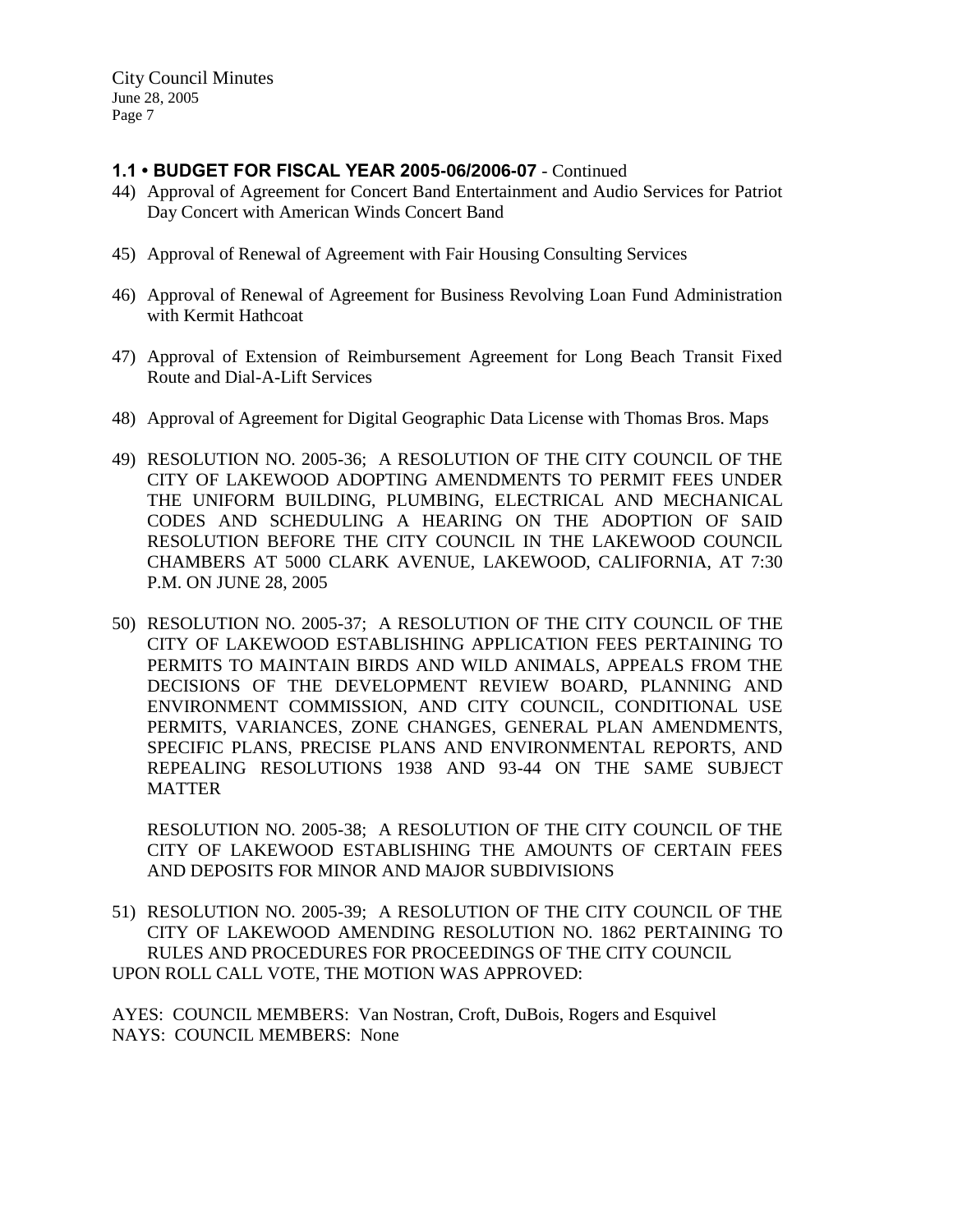### 1.1 • BUDGET FOR FISCAL YEAR 2005-06/2006-07 - Continued

44) Approval of Agreement for Concert Band Entertainment and Audio Services for Patriot Day Concert with American Winds Concert Band

45) Approval of Renewal of Agreement with Fair Housing Consulting Services

46) Approval of Renewal of Agreement for Business Revolving Loan Fund Administration with Kermit Hathcoat

47) Approval of Extension of Reimbursement Agreement for Long Beach Transit Fixed Route and Dial-A-Lift Services

48) Approval of Agreement for Digital Geographic Data License with Thomas Bros. Maps

49) RESOLUTION NO. 2005-36; A RESOLUTION OF THE CITY COUNCIL OF THE CITY OF LAKEWOOD ADOPTING AMENDMENTS TO PERMIT FEES UNDER THE UNIFORM BUILDING, PLUMBING, ELECTRICAL AND MECHANICAL CODES AND SCHEDULING A HEARING ON THE ADOPTION OF SAID RESOLUTION BEFORE THE CITY COUNCIL IN THE LAKEWOOD COUNCIL CHAMBERS AT 5000 CLARK AVENUE, LAKEWOOD, CALIFORNIA, AT 7:30 P.M. ON JUNE 28, 2005

50) RESOLUTION NO. 2005-37; A RESOLUTION OF THE CITY COUNCIL OF THE CITY OF LAKEWOOD ESTABLISHING APPLICATION FEES PERTAINING TO PERMITS TO MAINTAIN BIRDS AND WILD ANIMALS, APPEALS FROM THE DECISIONS OF THE DEVELOPMENT REVIEW BOARD, PLANNING AND ENVIRONMENT COMMISSION, AND CITY COUNCIL, CONDITIONAL USE PERMITS, VARIANCES, ZONE CHANGES, GENERAL PLAN AMENDMENTS, SPECIFIC PLANS, PRECISE PLANS AND ENVIRONMENTAL REPORTS, AND REPEALING RESOLUTIONS 1938 AND 93-44 ON THE SAME SUBJECT MATTER

    RESOLUTION NO. 2005-38; A RESOLUTION OF THE CITY COUNCIL OF THE CITY OF LAKEWOOD ESTABLISHING THE AMOUNTS OF CERTAIN FEES AND DEPOSITS FOR MINOR AND MAJOR SUBDIVISIONS

51) RESOLUTION NO. 2005-39; A RESOLUTION OF THE CITY COUNCIL OF THE CITY OF LAKEWOOD AMENDING RESOLUTION NO. 1862 PERTAINING TO RULES AND PROCEDURES FOR PROCEEDINGS OF THE CITY COUNCIL

UPON ROLL CALL VOTE, THE MOTION WAS APPROVED:

AYES: COUNCIL MEMBERS: Van Nostran, Croft, DuBois, Rogers and Esquivel
NAYS: COUNCIL MEMBERS: None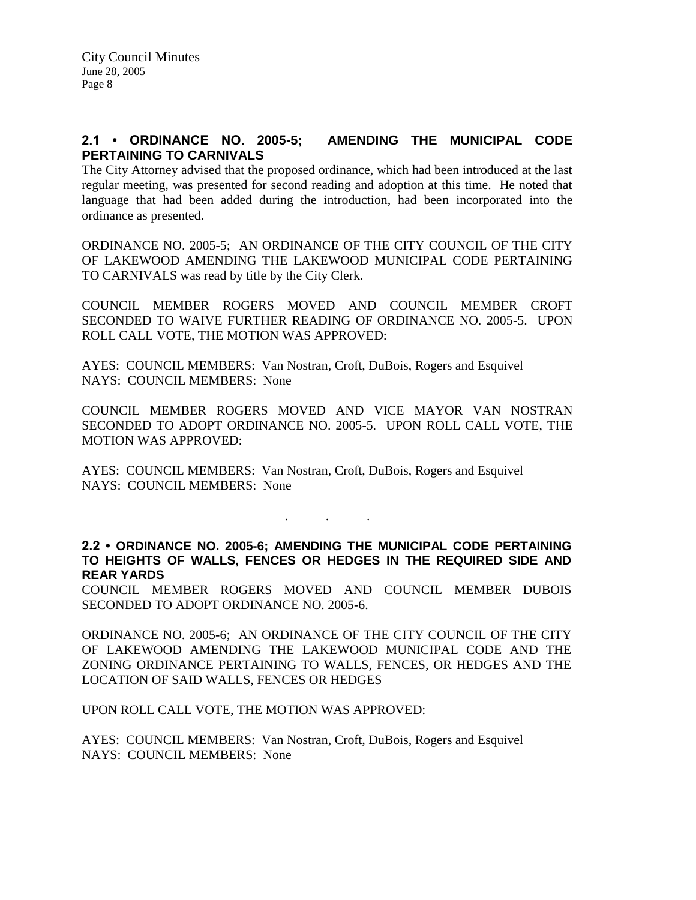## 2.1 • ORDINANCE NO. 2005-5; AMENDING THE MUNICIPAL CODE PERTAINING TO CARNIVALS

The City Attorney advised that the proposed ordinance, which had been introduced at the last regular meeting, was presented for second reading and adoption at this time. He noted that language that had been added during the introduction, had been incorporated into the ordinance as presented.

ORDINANCE NO. 2005-5; AN ORDINANCE OF THE CITY COUNCIL OF THE CITY OF LAKEWOOD AMENDING THE LAKEWOOD MUNICIPAL CODE PERTAINING TO CARNIVALS was read by title by the City Clerk.

COUNCIL MEMBER ROGERS MOVED AND COUNCIL MEMBER CROFT SECONDED TO WAIVE FURTHER READING OF ORDINANCE NO. 2005-5. UPON ROLL CALL VOTE, THE MOTION WAS APPROVED:

AYES: COUNCIL MEMBERS: Van Nostran, Croft, DuBois, Rogers and Esquivel
NAYS: COUNCIL MEMBERS: None

COUNCIL MEMBER ROGERS MOVED AND VICE MAYOR VAN NOSTRAN SECONDED TO ADOPT ORDINANCE NO. 2005-5. UPON ROLL CALL VOTE, THE MOTION WAS APPROVED:

AYES: COUNCIL MEMBERS: Van Nostran, Croft, DuBois, Rogers and Esquivel
NAYS: COUNCIL MEMBERS: None

. . .

## 2.2 • ORDINANCE NO. 2005-6; AMENDING THE MUNICIPAL CODE PERTAINING TO HEIGHTS OF WALLS, FENCES OR HEDGES IN THE REQUIRED SIDE AND REAR YARDS

COUNCIL MEMBER ROGERS MOVED AND COUNCIL MEMBER DUBOIS SECONDED TO ADOPT ORDINANCE NO. 2005-6.

ORDINANCE NO. 2005-6; AN ORDINANCE OF THE CITY COUNCIL OF THE CITY OF LAKEWOOD AMENDING THE LAKEWOOD MUNICIPAL CODE AND THE ZONING ORDINANCE PERTAINING TO WALLS, FENCES, OR HEDGES AND THE LOCATION OF SAID WALLS, FENCES OR HEDGES

UPON ROLL CALL VOTE, THE MOTION WAS APPROVED:

AYES: COUNCIL MEMBERS: Van Nostran, Croft, DuBois, Rogers and Esquivel
NAYS: COUNCIL MEMBERS: None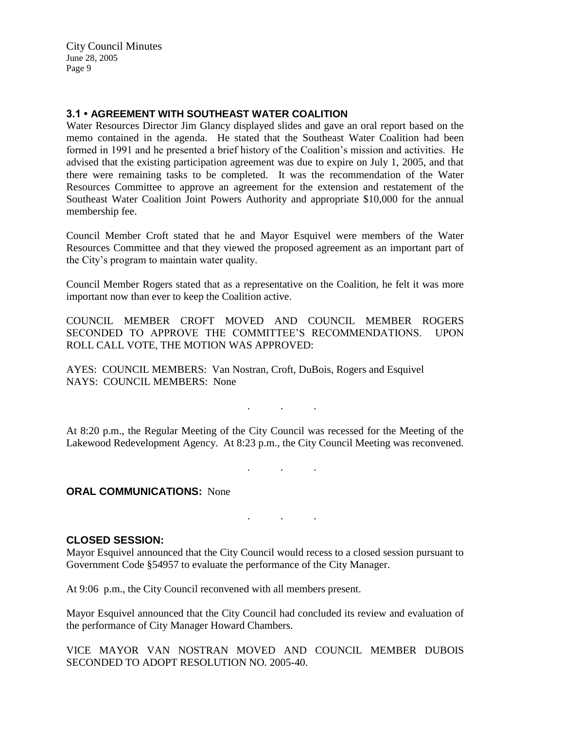### 3.1 • AGREEMENT WITH SOUTHEAST WATER COALITION

Water Resources Director Jim Glancy displayed slides and gave an oral report based on the memo contained in the agenda. He stated that the Southeast Water Coalition had been formed in 1991 and he presented a brief history of the Coalition's mission and activities. He advised that the existing participation agreement was due to expire on July 1, 2005, and that there were remaining tasks to be completed. It was the recommendation of the Water Resources Committee to approve an agreement for the extension and restatement of the Southeast Water Coalition Joint Powers Authority and appropriate $10,000 for the annual membership fee.

Council Member Croft stated that he and Mayor Esquivel were members of the Water Resources Committee and that they viewed the proposed agreement as an important part of the City's program to maintain water quality.

Council Member Rogers stated that as a representative on the Coalition, he felt it was more important now than ever to keep the Coalition active.

COUNCIL MEMBER CROFT MOVED AND COUNCIL MEMBER ROGERS SECONDED TO APPROVE THE COMMITTEE'S RECOMMENDATIONS. UPON ROLL CALL VOTE, THE MOTION WAS APPROVED:

AYES: COUNCIL MEMBERS: Van Nostran, Croft, DuBois, Rogers and Esquivel
NAYS: COUNCIL MEMBERS: None

. . .

At 8:20 p.m., the Regular Meeting of the City Council was recessed for the Meeting of the Lakewood Redevelopment Agency. At 8:23 p.m., the City Council Meeting was reconvened.

. . .

### ORAL COMMUNICATIONS: None

. . .

### CLOSED SESSION:

Mayor Esquivel announced that the City Council would recess to a closed session pursuant to Government Code §54957 to evaluate the performance of the City Manager.

At 9:06 p.m., the City Council reconvened with all members present.

Mayor Esquivel announced that the City Council had concluded its review and evaluation of the performance of City Manager Howard Chambers.

VICE MAYOR VAN NOSTRAN MOVED AND COUNCIL MEMBER DUBOIS SECONDED TO ADOPT RESOLUTION NO. 2005-40.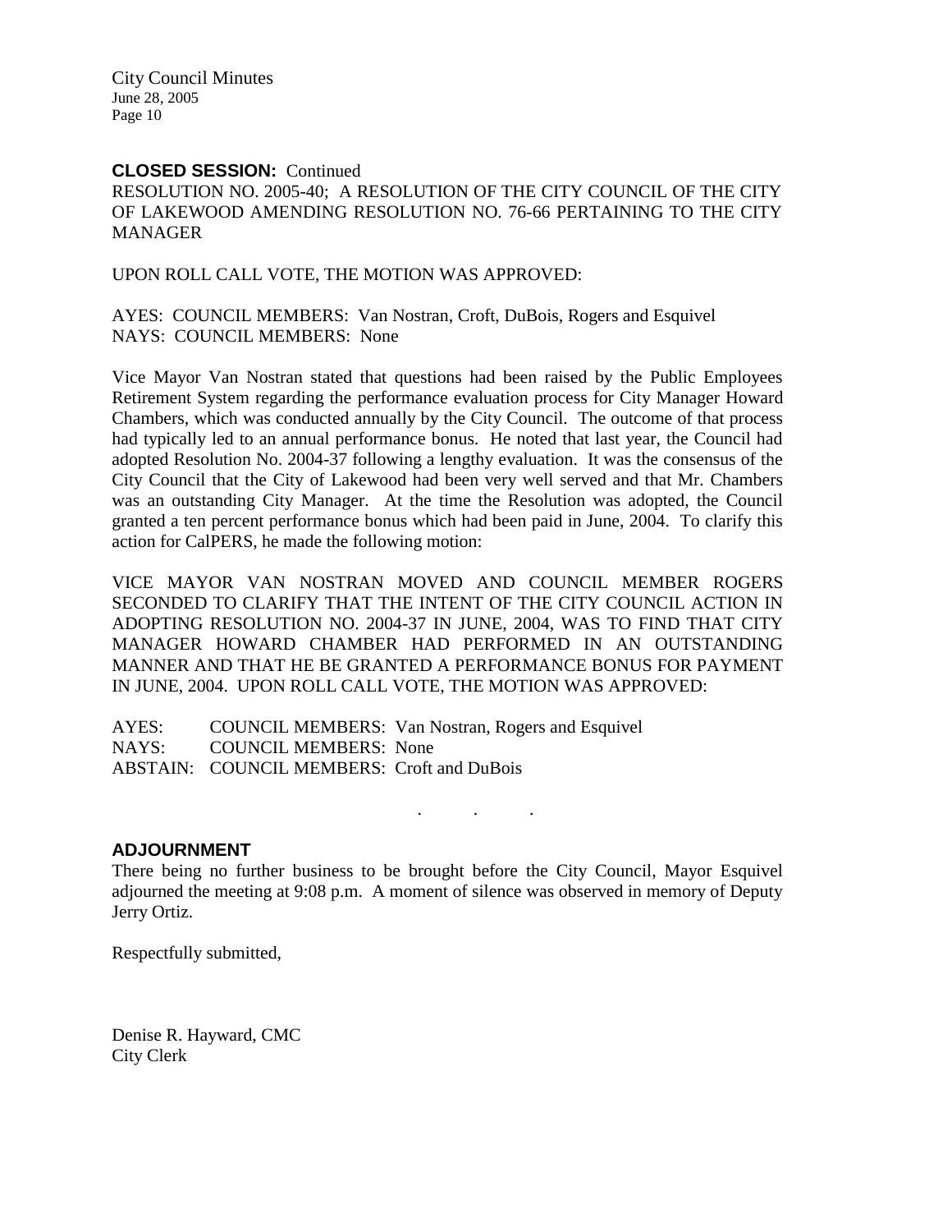**CLOSED SESSION:** Continued

RESOLUTION NO. 2005-40; A RESOLUTION OF THE CITY COUNCIL OF THE CITY OF LAKEWOOD AMENDING RESOLUTION NO. 76-66 PERTAINING TO THE CITY MANAGER

UPON ROLL CALL VOTE, THE MOTION WAS APPROVED:

AYES: COUNCIL MEMBERS: Van Nostran, Croft, DuBois, Rogers and Esquivel
NAYS: COUNCIL MEMBERS: None

Vice Mayor Van Nostran stated that questions had been raised by the Public Employees Retirement System regarding the performance evaluation process for City Manager Howard Chambers, which was conducted annually by the City Council. The outcome of that process had typically led to an annual performance bonus. He noted that last year, the Council had adopted Resolution No. 2004-37 following a lengthy evaluation. It was the consensus of the City Council that the City of Lakewood had been very well served and that Mr. Chambers was an outstanding City Manager. At the time the Resolution was adopted, the Council granted a ten percent performance bonus which had been paid in June, 2004. To clarify this action for CalPERS, he made the following motion:

VICE MAYOR VAN NOSTRAN MOVED AND COUNCIL MEMBER ROGERS SECONDED TO CLARIFY THAT THE INTENT OF THE CITY COUNCIL ACTION IN ADOPTING RESOLUTION NO. 2004-37 IN JUNE, 2004, WAS TO FIND THAT CITY MANAGER HOWARD CHAMBER HAD PERFORMED IN AN OUTSTANDING MANNER AND THAT HE BE GRANTED A PERFORMANCE BONUS FOR PAYMENT IN JUNE, 2004. UPON ROLL CALL VOTE, THE MOTION WAS APPROVED:

AYES: COUNCIL MEMBERS: Van Nostran, Rogers and Esquivel
NAYS: COUNCIL MEMBERS: None
ABSTAIN: COUNCIL MEMBERS: Croft and DuBois

. . .

## ADJOURNMENT

There being no further business to be brought before the City Council, Mayor Esquivel adjourned the meeting at 9:08 p.m. A moment of silence was observed in memory of Deputy Jerry Ortiz.

Respectfully submitted,

Denise R. Hayward, CMC
City Clerk